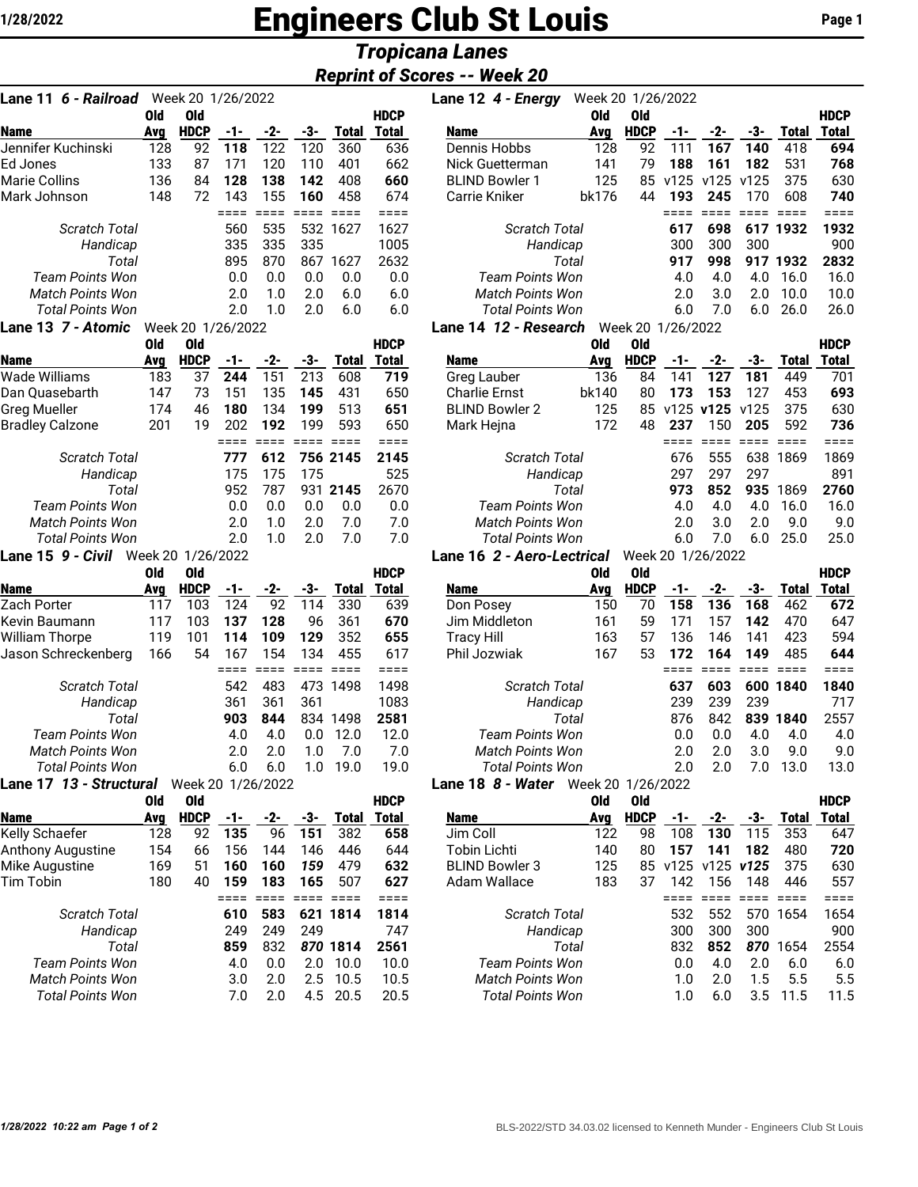# Engineers Club St Louis

## Tropicana Lanes

### Reprint of Scores -- Week 20

**Lane 11 6 - Railroad** Week 20 1/26/2022

| Name | Old Avg | Old HDCP | -1- | -2- | -3- | Total | HDCP Total |
|---|---|---|---|---|---|---|---|
| Jennifer Kuchinski | 128 | 92 | **118** | 122 | 120 | 360 | 636 |
| Ed Jones | 133 | 87 | 171 | 120 | 110 | 401 | 662 |
| Marie Collins | 136 | 84 | **128** | **138** | **142** | 408 | **660** |
| Mark Johnson | 148 | 72 | 143 | 155 | **160** | 458 | 674 |
| | | | ==== | ==== | ==== | ==== | ==== |
| *Scratch Total* | | | 560 | 535 | 532 | 1627 | 1627 |
| *Handicap* | | | 335 | 335 | 335 | | 1005 |
| *Total* | | | 895 | 870 | 867 | 1627 | 2632 |
| *Team Points Won* | | | 0.0 | 0.0 | 0.0 | 0.0 | 0.0 |
| *Match Points Won* | | | 2.0 | 1.0 | 2.0 | 6.0 | 6.0 |
| *Total Points Won* | | | 2.0 | 1.0 | 2.0 | 6.0 | 6.0 |

**Lane 12 4 - Energy** Week 20 1/26/2022

| Name | Old Avg | Old HDCP | -1- | -2- | -3- | Total | HDCP Total |
|---|---|---|---|---|---|---|---|
| Dennis Hobbs | 128 | 92 | 111 | **167** | **140** | 418 | **694** |
| Nick Guetterman | 141 | 79 | **188** | **161** | **182** | 531 | **768** |
| BLIND Bowler 1 | 125 | 85 | v125 | v125 | v125 | 375 | 630 |
| Carrie Kniker | bk176 | 44 | **193** | **245** | 170 | 608 | **740** |
| | | | ==== | ==== | ==== | ==== | ==== |
| *Scratch Total* | | | **617** | **698** | 617 | **1932** | **1932** |
| *Handicap* | | | 300 | 300 | 300 | | 900 |
| *Total* | | | **917** | **998** | 917 | **1932** | **2832** |
| *Team Points Won* | | | 4.0 | 4.0 | 4.0 | 16.0 | 16.0 |
| *Match Points Won* | | | 2.0 | 3.0 | 2.0 | 10.0 | 10.0 |
| *Total Points Won* | | | 6.0 | 7.0 | 6.0 | 26.0 | 26.0 |

**Lane 13 7 - Atomic** Week 20 1/26/2022

| Name | Old Avg | Old HDCP | -1- | -2- | -3- | Total | HDCP Total |
|---|---|---|---|---|---|---|---|
| Wade Williams | 183 | 37 | **244** | 151 | 213 | 608 | **719** |
| Dan Quasebarth | 147 | 73 | 151 | 135 | **145** | 431 | 650 |
| Greg Mueller | 174 | 46 | **180** | 134 | **199** | 513 | **651** |
| Bradley Calzone | 201 | 19 | 202 | **192** | 199 | 593 | 650 |
| | | | ==== | ==== | ==== | ==== | ==== |
| *Scratch Total* | | | **777** | **612** | **756** | **2145** | **2145** |
| *Handicap* | | | 175 | 175 | 175 | | 525 |
| *Total* | | | 952 | 787 | 931 | **2145** | 2670 |
| *Team Points Won* | | | 0.0 | 0.0 | 0.0 | 0.0 | 0.0 |
| *Match Points Won* | | | 2.0 | 1.0 | 2.0 | 7.0 | 7.0 |
| *Total Points Won* | | | 2.0 | 1.0 | 2.0 | 7.0 | 7.0 |

**Lane 14 12 - Research** Week 20 1/26/2022

| Name | Old Avg | Old HDCP | -1- | -2- | -3- | Total | HDCP Total |
|---|---|---|---|---|---|---|---|
| Greg Lauber | 136 | 84 | 141 | **127** | **181** | 449 | 701 |
| Charlie Ernst | bk140 | 80 | **173** | **153** | 127 | 453 | 693 |
| BLIND Bowler 2 | 125 | 85 | v125 | **v125** | v125 | 375 | 630 |
| Mark Hejna | 172 | 48 | **237** | 150 | **205** | 592 | **736** |
| | | | ==== | ==== | ==== | ==== | ==== |
| *Scratch Total* | | | 676 | 555 | 638 | 1869 | 1869 |
| *Handicap* | | | 297 | 297 | 297 | | 891 |
| *Total* | | | **973** | **852** | **935** | 1869 | **2760** |
| *Team Points Won* | | | 4.0 | 4.0 | 4.0 | 16.0 | 16.0 |
| *Match Points Won* | | | 2.0 | 3.0 | 2.0 | 9.0 | 9.0 |
| *Total Points Won* | | | 6.0 | 7.0 | 6.0 | 25.0 | 25.0 |

**Lane 15 9 - Civil** Week 20 1/26/2022

| Name | Old Avg | Old HDCP | -1- | -2- | -3- | Total | HDCP Total |
|---|---|---|---|---|---|---|---|
| Zach Porter | 117 | 103 | 124 | 92 | 114 | 330 | 639 |
| Kevin Baumann | 117 | 103 | **137** | **128** | 96 | 361 | **670** |
| William Thorpe | 119 | 101 | **114** | **109** | **129** | 352 | **655** |
| Jason Schreckenberg | 166 | 54 | 167 | 154 | 134 | 455 | 617 |
| | | | ==== | ==== | ==== | ==== | ==== |
| *Scratch Total* | | | 542 | 483 | 473 | 1498 | 1498 |
| *Handicap* | | | 361 | 361 | 361 | | 1083 |
| *Total* | | | **903** | **844** | 834 | 1498 | **2581** |
| *Team Points Won* | | | 4.0 | 4.0 | 0.0 | 12.0 | 12.0 |
| *Match Points Won* | | | 2.0 | 2.0 | 1.0 | 7.0 | 7.0 |
| *Total Points Won* | | | 6.0 | 6.0 | 1.0 | 19.0 | 19.0 |

**Lane 16 2 - Aero-Lectrical** Week 20 1/26/2022

| Name | Old Avg | Old HDCP | -1- | -2- | -3- | Total | HDCP Total |
|---|---|---|---|---|---|---|---|
| Don Posey | 150 | 70 | **158** | **136** | **168** | 462 | **672** |
| Jim Middleton | 161 | 59 | 171 | 157 | **142** | 470 | 647 |
| Tracy Hill | 163 | 57 | 136 | 146 | 141 | 423 | 594 |
| Phil Jozwiak | 167 | 53 | **172** | **164** | **149** | 485 | **644** |
| | | | ==== | ==== | ==== | ==== | ==== |
| *Scratch Total* | | | **637** | **603** | **600** | **1840** | **1840** |
| *Handicap* | | | 239 | 239 | 239 | | 717 |
| *Total* | | | 876 | 842 | **839** | **1840** | 2557 |
| *Team Points Won* | | | 0.0 | 0.0 | 4.0 | 4.0 | 4.0 |
| *Match Points Won* | | | 2.0 | 2.0 | 3.0 | 9.0 | 9.0 |
| *Total Points Won* | | | 2.0 | 2.0 | 7.0 | 13.0 | 13.0 |

**Lane 17 13 - Structural** Week 20 1/26/2022

| Name | Old Avg | Old HDCP | -1- | -2- | -3- | Total | HDCP Total |
|---|---|---|---|---|---|---|---|
| Kelly Schaefer | 128 | 92 | **135** | 96 | **151** | 382 | **658** |
| Anthony Augustine | 154 | 66 | 156 | 144 | 146 | 446 | 644 |
| Mike Augustine | 169 | 51 | **160** | **160** | ***159*** | 479 | **632** |
| Tim Tobin | 180 | 40 | **159** | **183** | **165** | 507 | **627** |
| | | | ==== | ==== | ==== | ==== | ==== |
| *Scratch Total* | | | **610** | **583** | **621** | **1814** | **1814** |
| *Handicap* | | | 249 | 249 | 249 | | 747 |
| *Total* | | | **859** | 832 | ***870*** | **1814** | **2561** |
| *Team Points Won* | | | 4.0 | 0.0 | 2.0 | 10.0 | 10.0 |
| *Match Points Won* | | | 3.0 | 2.0 | 2.5 | 10.5 | 10.5 |
| *Total Points Won* | | | 7.0 | 2.0 | 4.5 | 20.5 | 20.5 |

**Lane 18 8 - Water** Week 20 1/26/2022

| Name | Old Avg | Old HDCP | -1- | -2- | -3- | Total | HDCP Total |
|---|---|---|---|---|---|---|---|
| Jim Coll | 122 | 98 | 108 | **130** | 115 | 353 | 647 |
| Tobin Lichti | 140 | 80 | **157** | **141** | **182** | 480 | **720** |
| BLIND Bowler 3 | 125 | 85 | v125 | v125 | ***v125*** | 375 | 630 |
| Adam Wallace | 183 | 37 | 142 | 156 | 148 | 446 | 557 |
| | | | ==== | ==== | ==== | ==== | ==== |
| *Scratch Total* | | | 532 | 552 | 570 | 1654 | 1654 |
| *Handicap* | | | 300 | 300 | 300 | | 900 |
| *Total* | | | 832 | **852** | ***870*** | 1654 | 2554 |
| *Team Points Won* | | | 0.0 | 4.0 | 2.0 | 6.0 | 6.0 |
| *Match Points Won* | | | 1.0 | 2.0 | 1.5 | 5.5 | 5.5 |
| *Total Points Won* | | | 1.0 | 6.0 | 3.5 | 11.5 | 11.5 |

BLS-2022/STD 34.03.02 licensed to Kenneth Munder - Engineers Club St Louis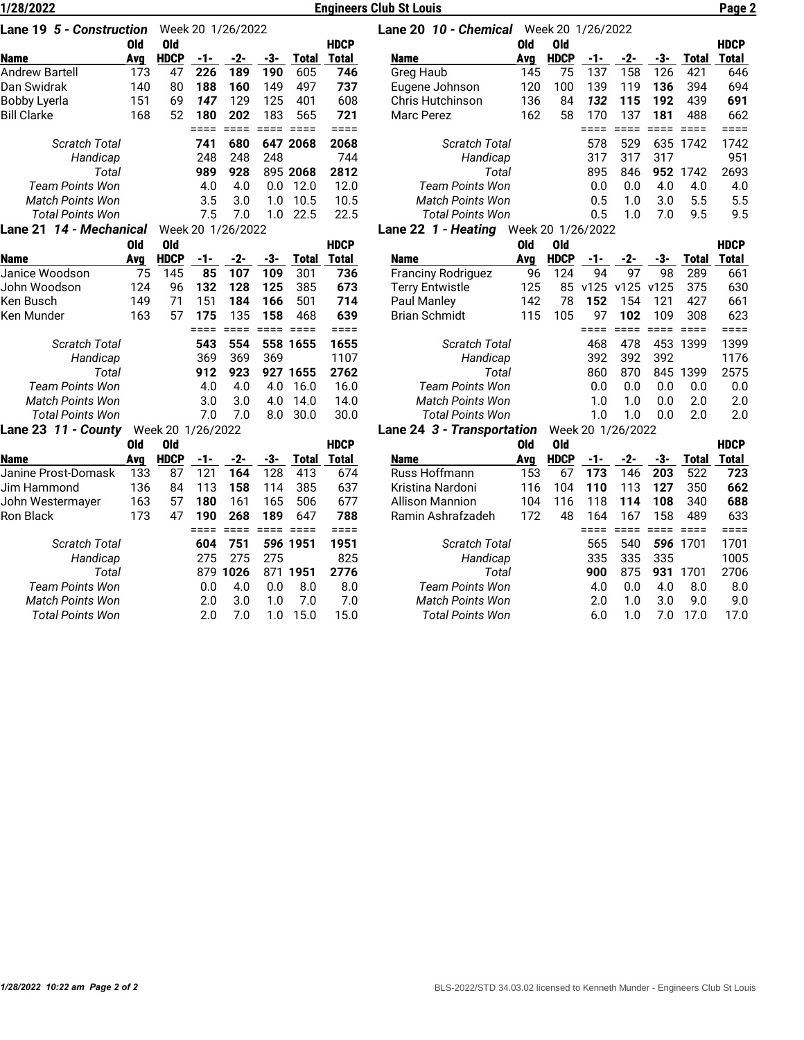## Lane 19 *5 - Construction* Week 20 1/26/2022

| Name | Old Avg | Old HDCP | -1- | -2- | -3- | Total | HDCP Total |
|---|---|---|---|---|---|---|---|
| Andrew Bartell | 173 | 47 | **226** | **189** | **190** | 605 | **746** |
| Dan Swidrak | 140 | 80 | **188** | **160** | 149 | 497 | **737** |
| Bobby Lyerla | 151 | 69 | ***147*** | 129 | 125 | 401 | 608 |
| Bill Clarke | 168 | 52 | **180** | **202** | 183 | 565 | **721** |
| | | | ==== | ==== | ==== | ==== | ==== |
| *Scratch Total* | | | **741** | **680** | **647** | **2068** | **2068** |
| *Handicap* | | | 248 | 248 | 248 | | 744 |
| *Total* | | | **989** | **928** | 895 | **2068** | **2812** |
| *Team Points Won* | | | 4.0 | 4.0 | 0.0 | 12.0 | 12.0 |
| *Match Points Won* | | | 3.5 | 3.0 | 1.0 | 10.5 | 10.5 |
| *Total Points Won* | | | 7.5 | 7.0 | 1.0 | 22.5 | 22.5 |

## Lane 20 *10 - Chemical* Week 20 1/26/2022

| Name | Old Avg | Old HDCP | -1- | -2- | -3- | Total | HDCP Total |
|---|---|---|---|---|---|---|---|
| Greg Haub | 145 | 75 | 137 | 158 | 126 | 421 | 646 |
| Eugene Johnson | 120 | 100 | 139 | 119 | **136** | 394 | 694 |
| Chris Hutchinson | 136 | 84 | ***132*** | **115** | **192** | 439 | **691** |
| Marc Perez | 162 | 58 | 170 | 137 | **181** | 488 | 662 |
| | | | ==== | ==== | ==== | ==== | ==== |
| *Scratch Total* | | | 578 | 529 | 635 | 1742 | 1742 |
| *Handicap* | | | 317 | 317 | 317 | | 951 |
| *Total* | | | 895 | 846 | **952** | 1742 | 2693 |
| *Team Points Won* | | | 0.0 | 0.0 | 4.0 | 4.0 | 4.0 |
| *Match Points Won* | | | 0.5 | 1.0 | 3.0 | 5.5 | 5.5 |
| *Total Points Won* | | | 0.5 | 1.0 | 7.0 | 9.5 | 9.5 |

## Lane 21 *14 - Mechanical* Week 20 1/26/2022

| Name | Old Avg | Old HDCP | -1- | -2- | -3- | Total | HDCP Total |
|---|---|---|---|---|---|---|---|
| Janice Woodson | 75 | 145 | **85** | **107** | **109** | 301 | **736** |
| John Woodson | 124 | 96 | **132** | **128** | **125** | 385 | **673** |
| Ken Busch | 149 | 71 | 151 | **184** | **166** | 501 | **714** |
| Ken Munder | 163 | 57 | **175** | 135 | **158** | 468 | **639** |
| | | | ==== | ==== | ==== | ==== | ==== |
| *Scratch Total* | | | **543** | **554** | **558** | **1655** | **1655** |
| *Handicap* | | | 369 | 369 | 369 | | 1107 |
| *Total* | | | **912** | **923** | **927** | **1655** | **2762** |
| *Team Points Won* | | | 4.0 | 4.0 | 4.0 | 16.0 | 16.0 |
| *Match Points Won* | | | 3.0 | 3.0 | 4.0 | 14.0 | 14.0 |
| *Total Points Won* | | | 7.0 | 7.0 | 8.0 | 30.0 | 30.0 |

## Lane 22 *1 - Heating* Week 20 1/26/2022

| Name | Old Avg | Old HDCP | -1- | -2- | -3- | Total | HDCP Total |
|---|---|---|---|---|---|---|---|
| Franciny Rodriguez | 96 | 124 | 94 | 97 | 98 | 289 | 661 |
| Terry Entwistle | 125 | 85 | v125 | v125 | v125 | 375 | 630 |
| Paul Manley | 142 | 78 | **152** | 154 | 121 | 427 | 661 |
| Brian Schmidt | 115 | 105 | 97 | **102** | 109 | 308 | 623 |
| | | | ==== | ==== | ==== | ==== | ==== |
| *Scratch Total* | | | 468 | 478 | 453 | 1399 | 1399 |
| *Handicap* | | | 392 | 392 | 392 | | 1176 |
| *Total* | | | 860 | 870 | 845 | 1399 | 2575 |
| *Team Points Won* | | | 0.0 | 0.0 | 0.0 | 0.0 | 0.0 |
| *Match Points Won* | | | 1.0 | 1.0 | 0.0 | 2.0 | 2.0 |
| *Total Points Won* | | | 1.0 | 1.0 | 0.0 | 2.0 | 2.0 |

## Lane 23 *11 - County* Week 20 1/26/2022

| Name | Old Avg | Old HDCP | -1- | -2- | -3- | Total | HDCP Total |
|---|---|---|---|---|---|---|---|
| Janine Prost-Domask | 133 | 87 | 121 | **164** | 128 | 413 | 674 |
| Jim Hammond | 136 | 84 | 113 | **158** | 114 | 385 | 637 |
| John Westermayer | 163 | 57 | **180** | 161 | 165 | 506 | 677 |
| Ron Black | 173 | 47 | **190** | **268** | **189** | **647** | **788** |
| | | | ==== | ==== | ==== | ==== | ==== |
| *Scratch Total* | | | **604** | **751** | ***596*** | **1951** | **1951** |
| *Handicap* | | | 275 | 275 | 275 | | 825 |
| *Total* | | | 879 | **1026** | 871 | **1951** | **2776** |
| *Team Points Won* | | | 0.0 | 4.0 | 0.0 | 8.0 | 8.0 |
| *Match Points Won* | | | 2.0 | 3.0 | 1.0 | 7.0 | 7.0 |
| *Total Points Won* | | | 2.0 | 7.0 | 1.0 | 15.0 | 15.0 |

## Lane 24 *3 - Transportation* Week 20 1/26/2022

| Name | Old Avg | Old HDCP | -1- | -2- | -3- | Total | HDCP Total |
|---|---|---|---|---|---|---|---|
| Russ Hoffmann | 153 | 67 | **173** | 146 | **203** | 522 | **723** |
| Kristina Nardoni | 116 | 104 | **110** | 113 | **127** | 350 | **662** |
| Allison Mannion | 104 | 116 | 118 | **114** | **108** | 340 | **688** |
| Ramin Ashrafzadeh | 172 | 48 | 164 | 167 | 158 | 489 | 633 |
| | | | ==== | ==== | ==== | ==== | ==== |
| *Scratch Total* | | | 565 | 540 | ***596*** | 1701 | 1701 |
| *Handicap* | | | 335 | 335 | 335 | | 1005 |
| *Total* | | | **900** | 875 | **931** | 1701 | 2706 |
| *Team Points Won* | | | 4.0 | 0.0 | 4.0 | 8.0 | 8.0 |
| *Match Points Won* | | | 2.0 | 1.0 | 3.0 | 9.0 | 9.0 |
| *Total Points Won* | | | 6.0 | 1.0 | 7.0 | 17.0 | 17.0 |

BLS-2022/STD 34.03.02 licensed to Kenneth Munder - Engineers Club St Louis